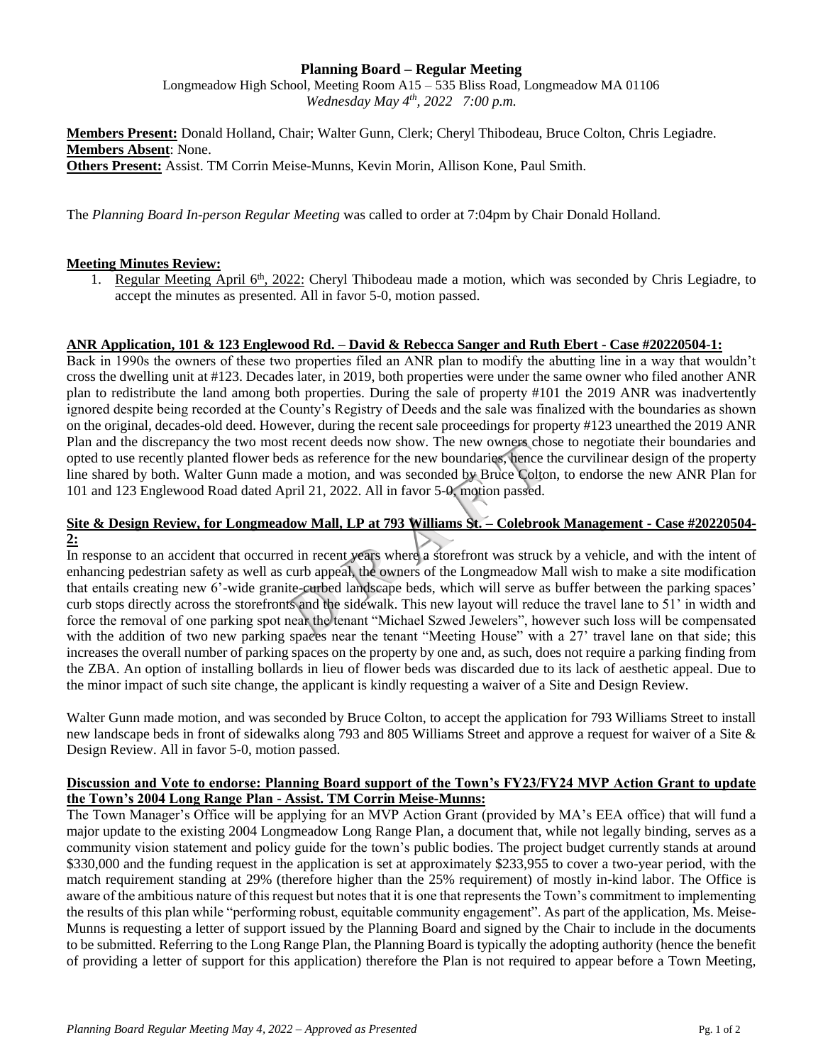# Planning Board – Regular Meeting

Longmeadow High School, Meeting Room A15 – 535 Bliss Road, Longmeadow MA 01106
*Wednesday May 4th, 2022 7:00 p.m.*

**Members Present:** Donald Holland, Chair; Walter Gunn, Clerk; Cheryl Thibodeau, Bruce Colton, Chris Legiadre.
**Members Absent**: None.
**Others Present:** Assist. TM Corrin Meise-Munns, Kevin Morin, Allison Kone, Paul Smith.

The *Planning Board In-person Regular Meeting* was called to order at 7:04pm by Chair Donald Holland.

## Meeting Minutes Review:

1. Regular Meeting April 6th, 2022: Cheryl Thibodeau made a motion, which was seconded by Chris Legiadre, to accept the minutes as presented. All in favor 5-0, motion passed.

## ANR Application, 101 & 123 Englewood Rd. – David & Rebecca Sanger and Ruth Ebert - Case #20220504-1:

Back in 1990s the owners of these two properties filed an ANR plan to modify the abutting line in a way that wouldn't cross the dwelling unit at #123. Decades later, in 2019, both properties were under the same owner who filed another ANR plan to redistribute the land among both properties. During the sale of property #101 the 2019 ANR was inadvertently ignored despite being recorded at the County's Registry of Deeds and the sale was finalized with the boundaries as shown on the original, decades-old deed. However, during the recent sale proceedings for property #123 unearthed the 2019 ANR Plan and the discrepancy the two most recent deeds now show. The new owners chose to negotiate their boundaries and opted to use recently planted flower beds as reference for the new boundaries, hence the curvilinear design of the property line shared by both. Walter Gunn made a motion, and was seconded by Bruce Colton, to endorse the new ANR Plan for 101 and 123 Englewood Road dated April 21, 2022. All in favor 5-0, motion passed.

## Site & Design Review, for Longmeadow Mall, LP at 793 Williams St. – Colebrook Management - Case #20220504-2:

In response to an accident that occurred in recent years where a storefront was struck by a vehicle, and with the intent of enhancing pedestrian safety as well as curb appeal, the owners of the Longmeadow Mall wish to make a site modification that entails creating new 6'-wide granite-curbed landscape beds, which will serve as buffer between the parking spaces' curb stops directly across the storefronts and the sidewalk. This new layout will reduce the travel lane to 51' in width and force the removal of one parking spot near the tenant "Michael Szwed Jewelers", however such loss will be compensated with the addition of two new parking spaces near the tenant "Meeting House" with a 27' travel lane on that side; this increases the overall number of parking spaces on the property by one and, as such, does not require a parking finding from the ZBA. An option of installing bollards in lieu of flower beds was discarded due to its lack of aesthetic appeal. Due to the minor impact of such site change, the applicant is kindly requesting a waiver of a Site and Design Review.

Walter Gunn made motion, and was seconded by Bruce Colton, to accept the application for 793 Williams Street to install new landscape beds in front of sidewalks along 793 and 805 Williams Street and approve a request for waiver of a Site & Design Review. All in favor 5-0, motion passed.

## Discussion and Vote to endorse: Planning Board support of the Town's FY23/FY24 MVP Action Grant to update the Town's 2004 Long Range Plan - Assist. TM Corrin Meise-Munns:

The Town Manager's Office will be applying for an MVP Action Grant (provided by MA's EEA office) that will fund a major update to the existing 2004 Longmeadow Long Range Plan, a document that, while not legally binding, serves as a community vision statement and policy guide for the town's public bodies. The project budget currently stands at around \$330,000 and the funding request in the application is set at approximately \$233,955 to cover a two-year period, with the match requirement standing at 29% (therefore higher than the 25% requirement) of mostly in-kind labor. The Office is aware of the ambitious nature of this request but notes that it is one that represents the Town's commitment to implementing the results of this plan while "performing robust, equitable community engagement". As part of the application, Ms. Meise-Munns is requesting a letter of support issued by the Planning Board and signed by the Chair to include in the documents to be submitted. Referring to the Long Range Plan, the Planning Board is typically the adopting authority (hence the benefit of providing a letter of support for this application) therefore the Plan is not required to appear before a Town Meeting,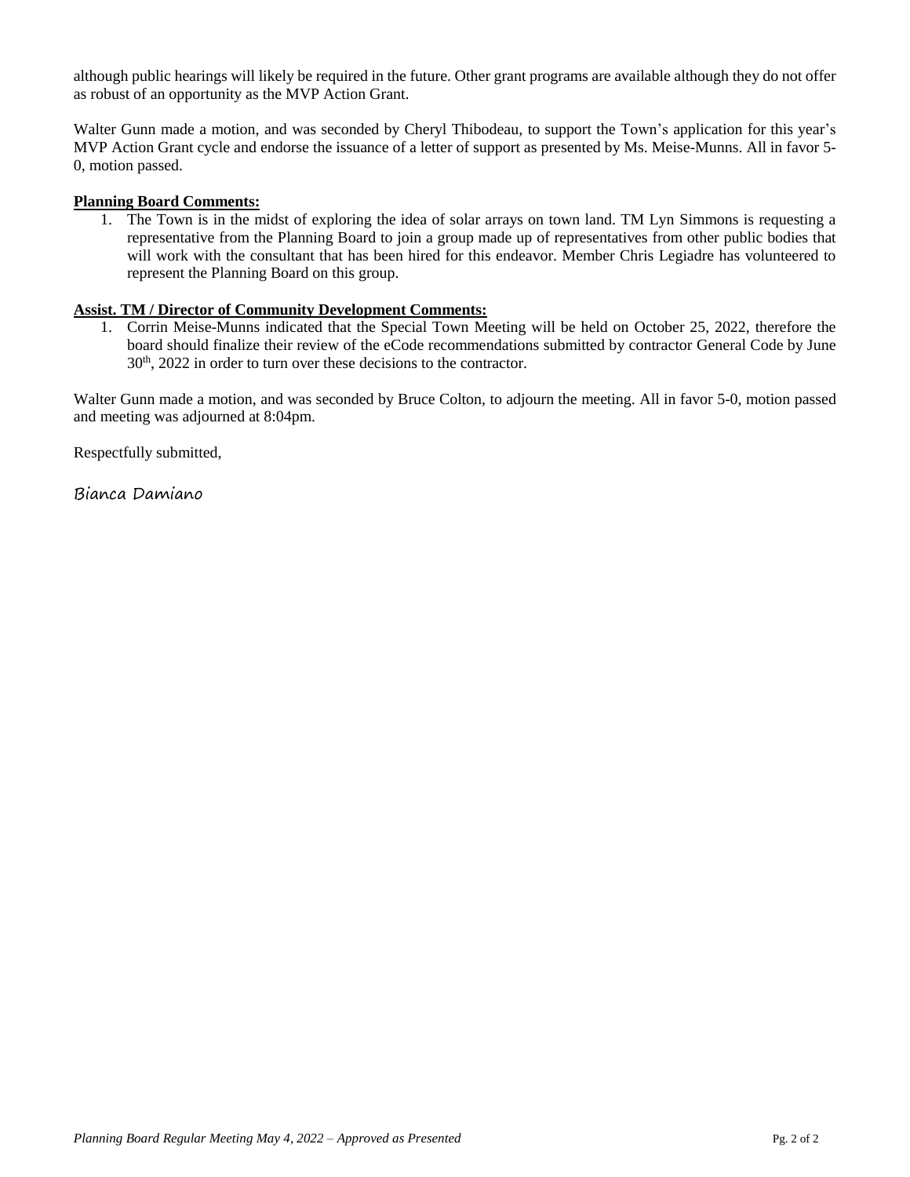although public hearings will likely be required in the future. Other grant programs are available although they do not offer as robust of an opportunity as the MVP Action Grant.

Walter Gunn made a motion, and was seconded by Cheryl Thibodeau, to support the Town's application for this year's MVP Action Grant cycle and endorse the issuance of a letter of support as presented by Ms. Meise-Munns. All in favor 5-0, motion passed.

**Planning Board Comments:**

1. The Town is in the midst of exploring the idea of solar arrays on town land. TM Lyn Simmons is requesting a representative from the Planning Board to join a group made up of representatives from other public bodies that will work with the consultant that has been hired for this endeavor. Member Chris Legiadre has volunteered to represent the Planning Board on this group.

**Assist. TM / Director of Community Development Comments:**

1. Corrin Meise-Munns indicated that the Special Town Meeting will be held on October 25, 2022, therefore the board should finalize their review of the eCode recommendations submitted by contractor General Code by June 30th, 2022 in order to turn over these decisions to the contractor.

Walter Gunn made a motion, and was seconded by Bruce Colton, to adjourn the meeting. All in favor 5-0, motion passed and meeting was adjourned at 8:04pm.

Respectfully submitted,

Bianca Damiano